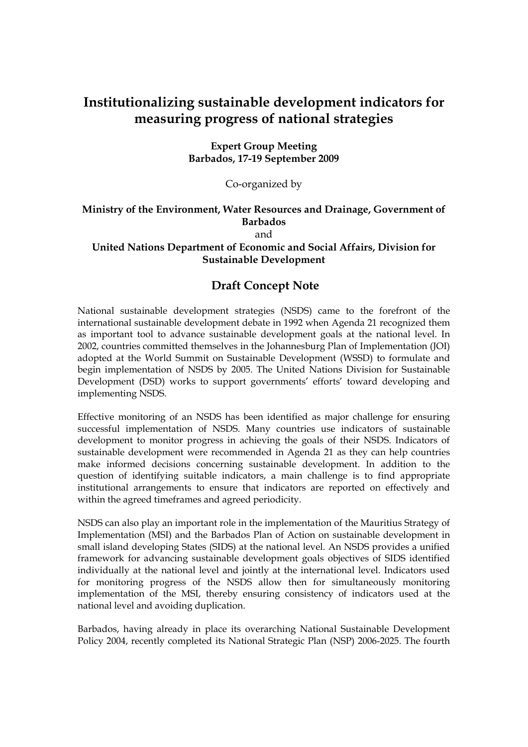# Institutionalizing sustainable development indicators for measuring progress of national strategies

**Expert Group Meeting**
**Barbados, 17-19 September 2009**

Co-organized by

**Ministry of the Environment, Water Resources and Drainage, Government of Barbados**
and
**United Nations Department of Economic and Social Affairs, Division for Sustainable Development**

## Draft Concept Note

National sustainable development strategies (NSDS) came to the forefront of the international sustainable development debate in 1992 when Agenda 21 recognized them as important tool to advance sustainable development goals at the national level. In 2002, countries committed themselves in the Johannesburg Plan of Implementation (JOI) adopted at the World Summit on Sustainable Development (WSSD) to formulate and begin implementation of NSDS by 2005. The United Nations Division for Sustainable Development (DSD) works to support governments' efforts' toward developing and implementing NSDS.

Effective monitoring of an NSDS has been identified as major challenge for ensuring successful implementation of NSDS. Many countries use indicators of sustainable development to monitor progress in achieving the goals of their NSDS. Indicators of sustainable development were recommended in Agenda 21 as they can help countries make informed decisions concerning sustainable development. In addition to the question of identifying suitable indicators, a main challenge is to find appropriate institutional arrangements to ensure that indicators are reported on effectively and within the agreed timeframes and agreed periodicity.

NSDS can also play an important role in the implementation of the Mauritius Strategy of Implementation (MSI) and the Barbados Plan of Action on sustainable development in small island developing States (SIDS) at the national level. An NSDS provides a unified framework for advancing sustainable development goals objectives of SIDS identified individually at the national level and jointly at the international level. Indicators used for monitoring progress of the NSDS allow then for simultaneously monitoring implementation of the MSI, thereby ensuring consistency of indicators used at the national level and avoiding duplication.

Barbados, having already in place its overarching National Sustainable Development Policy 2004, recently completed its National Strategic Plan (NSP) 2006-2025. The fourth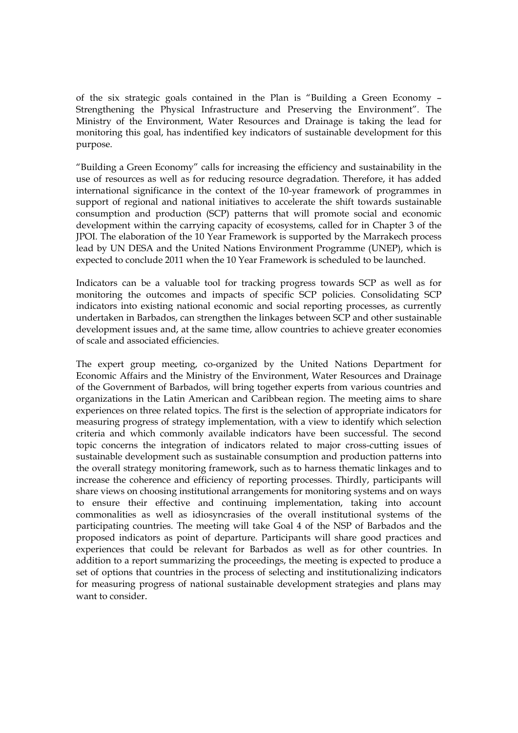of the six strategic goals contained in the Plan is "Building a Green Economy – Strengthening the Physical Infrastructure and Preserving the Environment". The Ministry of the Environment, Water Resources and Drainage is taking the lead for monitoring this goal, has indentified key indicators of sustainable development for this purpose.

"Building a Green Economy" calls for increasing the efficiency and sustainability in the use of resources as well as for reducing resource degradation. Therefore, it has added international significance in the context of the 10-year framework of programmes in support of regional and national initiatives to accelerate the shift towards sustainable consumption and production (SCP) patterns that will promote social and economic development within the carrying capacity of ecosystems, called for in Chapter 3 of the JPOI. The elaboration of the 10 Year Framework is supported by the Marrakech process lead by UN DESA and the United Nations Environment Programme (UNEP), which is expected to conclude 2011 when the 10 Year Framework is scheduled to be launched.

Indicators can be a valuable tool for tracking progress towards SCP as well as for monitoring the outcomes and impacts of specific SCP policies. Consolidating SCP indicators into existing national economic and social reporting processes, as currently undertaken in Barbados, can strengthen the linkages between SCP and other sustainable development issues and, at the same time, allow countries to achieve greater economies of scale and associated efficiencies.

The expert group meeting, co-organized by the United Nations Department for Economic Affairs and the Ministry of the Environment, Water Resources and Drainage of the Government of Barbados, will bring together experts from various countries and organizations in the Latin American and Caribbean region. The meeting aims to share experiences on three related topics. The first is the selection of appropriate indicators for measuring progress of strategy implementation, with a view to identify which selection criteria and which commonly available indicators have been successful. The second topic concerns the integration of indicators related to major cross-cutting issues of sustainable development such as sustainable consumption and production patterns into the overall strategy monitoring framework, such as to harness thematic linkages and to increase the coherence and efficiency of reporting processes. Thirdly, participants will share views on choosing institutional arrangements for monitoring systems and on ways to ensure their effective and continuing implementation, taking into account commonalities as well as idiosyncrasies of the overall institutional systems of the participating countries. The meeting will take Goal 4 of the NSP of Barbados and the proposed indicators as point of departure. Participants will share good practices and experiences that could be relevant for Barbados as well as for other countries. In addition to a report summarizing the proceedings, the meeting is expected to produce a set of options that countries in the process of selecting and institutionalizing indicators for measuring progress of national sustainable development strategies and plans may want to consider.